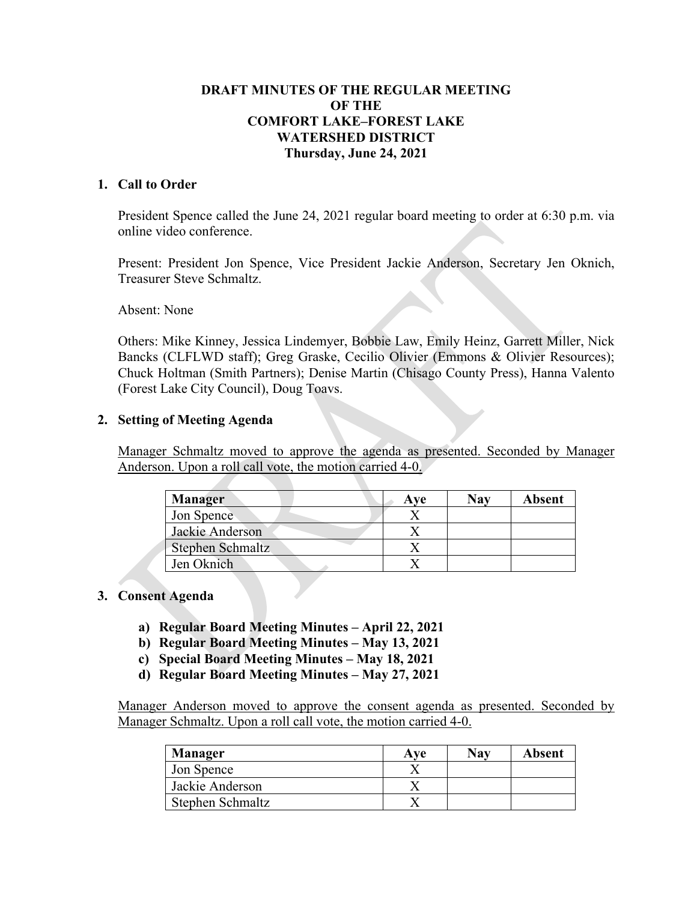**DRAFT MINUTES OF THE REGULAR MEETING**
**OF THE**
**COMFORT LAKE–FOREST LAKE**
**WATERSHED DISTRICT**
**Thursday, June 24, 2021**

## 1. Call to Order

President Spence called the June 24, 2021 regular board meeting to order at 6:30 p.m. via online video conference.

Present: President Jon Spence, Vice President Jackie Anderson, Secretary Jen Oknich, Treasurer Steve Schmaltz.

Absent: None

Others: Mike Kinney, Jessica Lindemyer, Bobbie Law, Emily Heinz, Garrett Miller, Nick Bancks (CLFLWD staff); Greg Graske, Cecilio Olivier (Emmons & Olivier Resources); Chuck Holtman (Smith Partners); Denise Martin (Chisago County Press), Hanna Valento (Forest Lake City Council), Doug Toavs.

## 2. Setting of Meeting Agenda

<u>Manager Schmaltz moved to approve the agenda as presented. Seconded by Manager Anderson. Upon a roll call vote, the motion carried 4-0.</u>

| Manager | Aye | Nay | Absent |
|---|---|---|---|
| Jon Spence | X | | |
| Jackie Anderson | X | | |
| Stephen Schmaltz | X | | |
| Jen Oknich | X | | |

## 3. Consent Agenda

a) **Regular Board Meeting Minutes – April 22, 2021**
b) **Regular Board Meeting Minutes – May 13, 2021**
c) **Special Board Meeting Minutes – May 18, 2021**
d) **Regular Board Meeting Minutes – May 27, 2021**

<u>Manager Anderson moved to approve the consent agenda as presented. Seconded by Manager Schmaltz. Upon a roll call vote, the motion carried 4-0.</u>

| Manager | Aye | Nay | Absent |
|---|---|---|---|
| Jon Spence | X | | |
| Jackie Anderson | X | | |
| Stephen Schmaltz | X | | |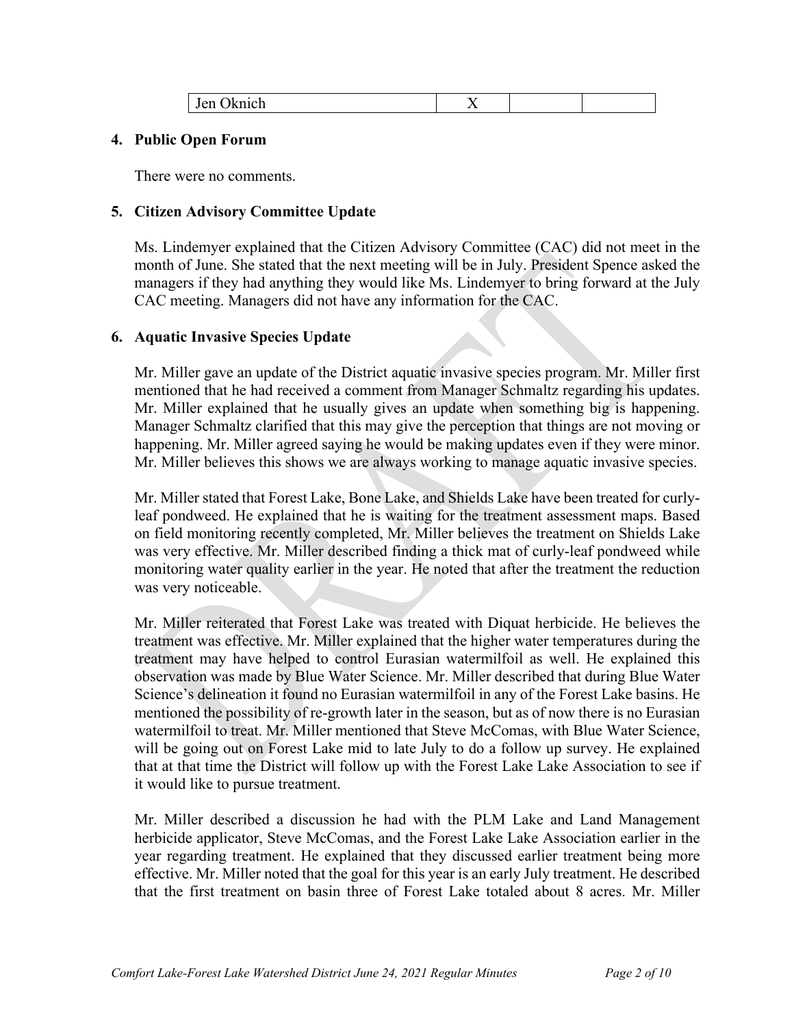| Jen Oknich | X | | |
|---|---|---|---|

**4. Public Open Forum**

There were no comments.

**5. Citizen Advisory Committee Update**

Ms. Lindemyer explained that the Citizen Advisory Committee (CAC) did not meet in the month of June. She stated that the next meeting will be in July. President Spence asked the managers if they had anything they would like Ms. Lindemyer to bring forward at the July CAC meeting. Managers did not have any information for the CAC.

**6. Aquatic Invasive Species Update**

Mr. Miller gave an update of the District aquatic invasive species program. Mr. Miller first mentioned that he had received a comment from Manager Schmaltz regarding his updates. Mr. Miller explained that he usually gives an update when something big is happening. Manager Schmaltz clarified that this may give the perception that things are not moving or happening. Mr. Miller agreed saying he would be making updates even if they were minor. Mr. Miller believes this shows we are always working to manage aquatic invasive species.

Mr. Miller stated that Forest Lake, Bone Lake, and Shields Lake have been treated for curly-leaf pondweed. He explained that he is waiting for the treatment assessment maps. Based on field monitoring recently completed, Mr. Miller believes the treatment on Shields Lake was very effective. Mr. Miller described finding a thick mat of curly-leaf pondweed while monitoring water quality earlier in the year. He noted that after the treatment the reduction was very noticeable.

Mr. Miller reiterated that Forest Lake was treated with Diquat herbicide. He believes the treatment was effective. Mr. Miller explained that the higher water temperatures during the treatment may have helped to control Eurasian watermilfoil as well. He explained this observation was made by Blue Water Science. Mr. Miller described that during Blue Water Science's delineation it found no Eurasian watermilfoil in any of the Forest Lake basins. He mentioned the possibility of re-growth later in the season, but as of now there is no Eurasian watermilfoil to treat. Mr. Miller mentioned that Steve McComas, with Blue Water Science, will be going out on Forest Lake mid to late July to do a follow up survey. He explained that at that time the District will follow up with the Forest Lake Lake Association to see if it would like to pursue treatment.

Mr. Miller described a discussion he had with the PLM Lake and Land Management herbicide applicator, Steve McComas, and the Forest Lake Lake Association earlier in the year regarding treatment. He explained that they discussed earlier treatment being more effective. Mr. Miller noted that the goal for this year is an early July treatment. He described that the first treatment on basin three of Forest Lake totaled about 8 acres. Mr. Miller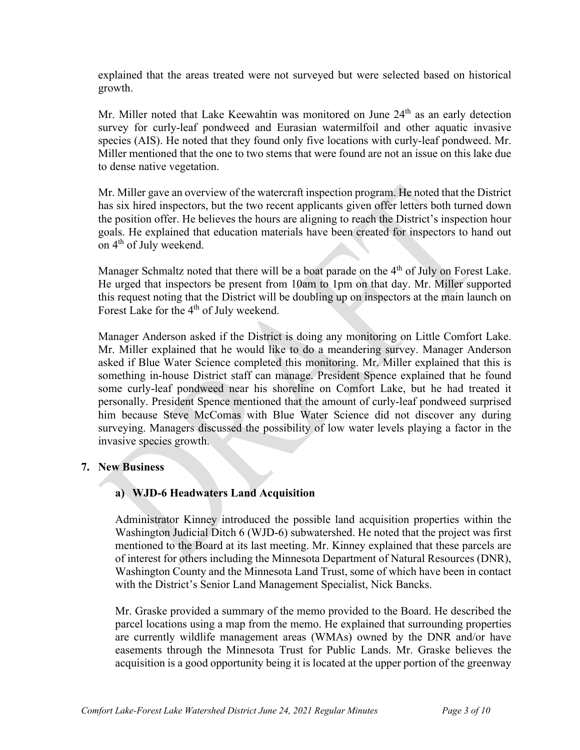explained that the areas treated were not surveyed but were selected based on historical growth.

Mr. Miller noted that Lake Keewahtin was monitored on June 24th as an early detection survey for curly-leaf pondweed and Eurasian watermilfoil and other aquatic invasive species (AIS). He noted that they found only five locations with curly-leaf pondweed. Mr. Miller mentioned that the one to two stems that were found are not an issue on this lake due to dense native vegetation.

Mr. Miller gave an overview of the watercraft inspection program. He noted that the District has six hired inspectors, but the two recent applicants given offer letters both turned down the position offer. He believes the hours are aligning to reach the District's inspection hour goals. He explained that education materials have been created for inspectors to hand out on 4th of July weekend.

Manager Schmaltz noted that there will be a boat parade on the 4th of July on Forest Lake. He urged that inspectors be present from 10am to 1pm on that day. Mr. Miller supported this request noting that the District will be doubling up on inspectors at the main launch on Forest Lake for the 4th of July weekend.

Manager Anderson asked if the District is doing any monitoring on Little Comfort Lake. Mr. Miller explained that he would like to do a meandering survey. Manager Anderson asked if Blue Water Science completed this monitoring. Mr. Miller explained that this is something in-house District staff can manage. President Spence explained that he found some curly-leaf pondweed near his shoreline on Comfort Lake, but he had treated it personally. President Spence mentioned that the amount of curly-leaf pondweed surprised him because Steve McComas with Blue Water Science did not discover any during surveying. Managers discussed the possibility of low water levels playing a factor in the invasive species growth.

## 7. New Business

### a) WJD-6 Headwaters Land Acquisition

Administrator Kinney introduced the possible land acquisition properties within the Washington Judicial Ditch 6 (WJD-6) subwatershed. He noted that the project was first mentioned to the Board at its last meeting. Mr. Kinney explained that these parcels are of interest for others including the Minnesota Department of Natural Resources (DNR), Washington County and the Minnesota Land Trust, some of which have been in contact with the District's Senior Land Management Specialist, Nick Bancks.

Mr. Graske provided a summary of the memo provided to the Board. He described the parcel locations using a map from the memo. He explained that surrounding properties are currently wildlife management areas (WMAs) owned by the DNR and/or have easements through the Minnesota Trust for Public Lands. Mr. Graske believes the acquisition is a good opportunity being it is located at the upper portion of the greenway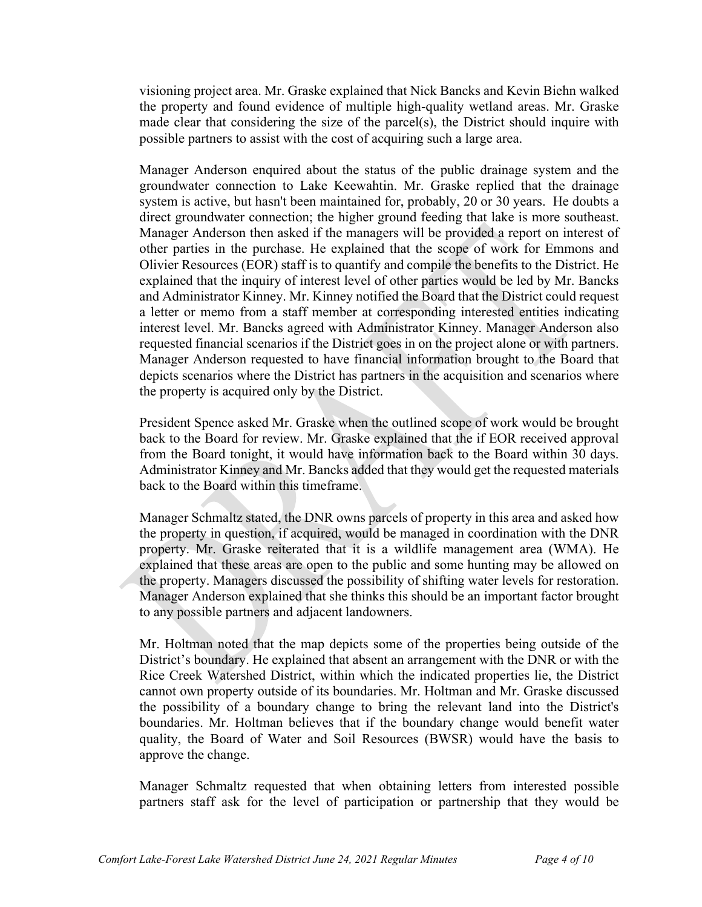visioning project area. Mr. Graske explained that Nick Bancks and Kevin Biehn walked the property and found evidence of multiple high-quality wetland areas. Mr. Graske made clear that considering the size of the parcel(s), the District should inquire with possible partners to assist with the cost of acquiring such a large area.

Manager Anderson enquired about the status of the public drainage system and the groundwater connection to Lake Keewahtin. Mr. Graske replied that the drainage system is active, but hasn't been maintained for, probably, 20 or 30 years. He doubts a direct groundwater connection; the higher ground feeding that lake is more southeast. Manager Anderson then asked if the managers will be provided a report on interest of other parties in the purchase. He explained that the scope of work for Emmons and Olivier Resources (EOR) staff is to quantify and compile the benefits to the District. He explained that the inquiry of interest level of other parties would be led by Mr. Bancks and Administrator Kinney. Mr. Kinney notified the Board that the District could request a letter or memo from a staff member at corresponding interested entities indicating interest level. Mr. Bancks agreed with Administrator Kinney. Manager Anderson also requested financial scenarios if the District goes in on the project alone or with partners. Manager Anderson requested to have financial information brought to the Board that depicts scenarios where the District has partners in the acquisition and scenarios where the property is acquired only by the District.

President Spence asked Mr. Graske when the outlined scope of work would be brought back to the Board for review. Mr. Graske explained that the if EOR received approval from the Board tonight, it would have information back to the Board within 30 days. Administrator Kinney and Mr. Bancks added that they would get the requested materials back to the Board within this timeframe.

Manager Schmaltz stated, the DNR owns parcels of property in this area and asked how the property in question, if acquired, would be managed in coordination with the DNR property. Mr. Graske reiterated that it is a wildlife management area (WMA). He explained that these areas are open to the public and some hunting may be allowed on the property. Managers discussed the possibility of shifting water levels for restoration. Manager Anderson explained that she thinks this should be an important factor brought to any possible partners and adjacent landowners.

Mr. Holtman noted that the map depicts some of the properties being outside of the District's boundary. He explained that absent an arrangement with the DNR or with the Rice Creek Watershed District, within which the indicated properties lie, the District cannot own property outside of its boundaries. Mr. Holtman and Mr. Graske discussed the possibility of a boundary change to bring the relevant land into the District's boundaries. Mr. Holtman believes that if the boundary change would benefit water quality, the Board of Water and Soil Resources (BWSR) would have the basis to approve the change.

Manager Schmaltz requested that when obtaining letters from interested possible partners staff ask for the level of participation or partnership that they would be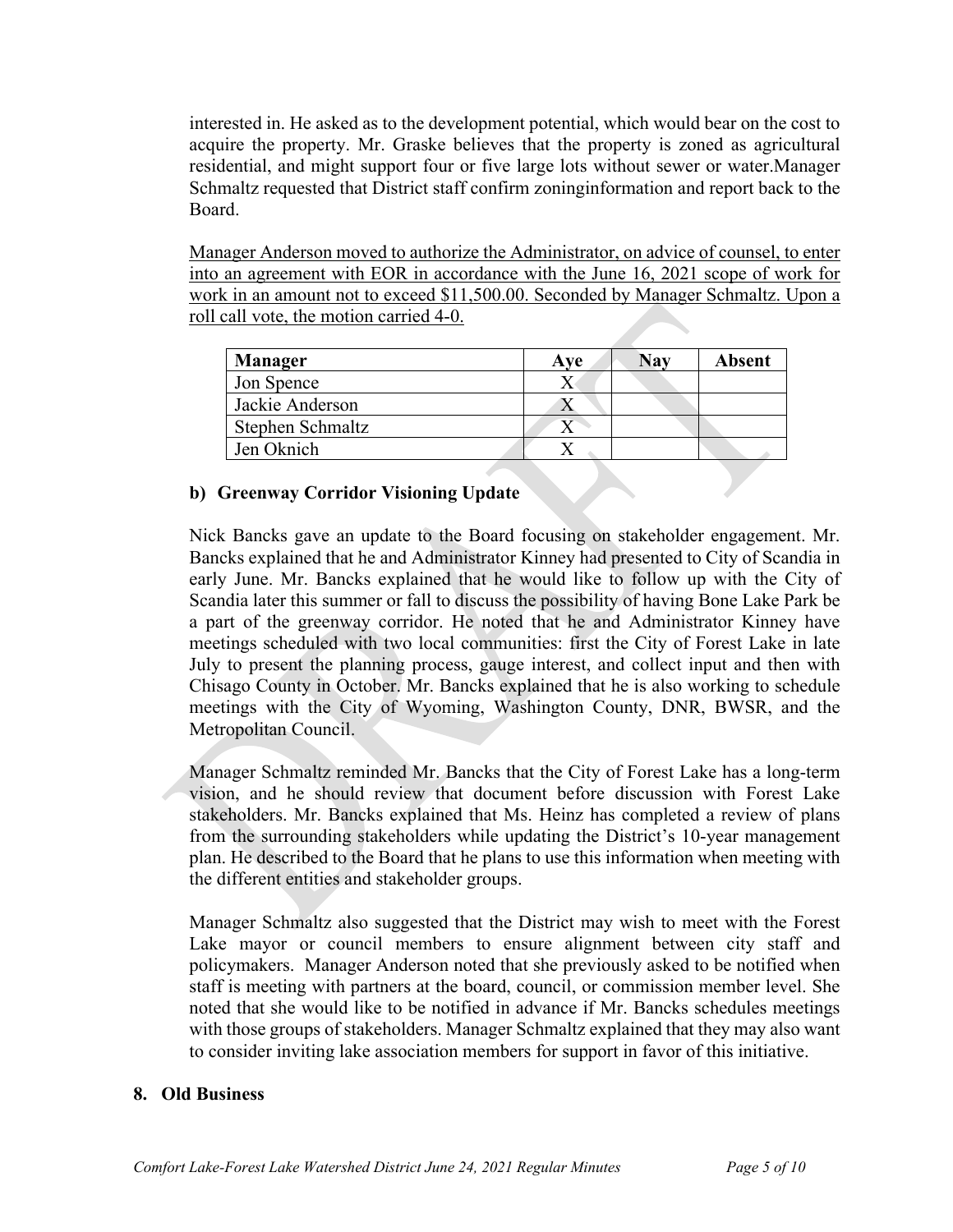interested in. He asked as to the development potential, which would bear on the cost to acquire the property. Mr. Graske believes that the property is zoned as agricultural residential, and might support four or five large lots without sewer or water.Manager Schmaltz requested that District staff confirm zoninginformation and report back to the Board.

Manager Anderson moved to authorize the Administrator, on advice of counsel, to enter into an agreement with EOR in accordance with the June 16, 2021 scope of work for work in an amount not to exceed $11,500.00. Seconded by Manager Schmaltz. Upon a roll call vote, the motion carried 4-0.

| Manager | Aye | Nay | Absent |
|---|---|---|---|
| Jon Spence | X | | |
| Jackie Anderson | X | | |
| Stephen Schmaltz | X | | |
| Jen Oknich | X | | |

**b) Greenway Corridor Visioning Update**

Nick Bancks gave an update to the Board focusing on stakeholder engagement. Mr. Bancks explained that he and Administrator Kinney had presented to City of Scandia in early June. Mr. Bancks explained that he would like to follow up with the City of Scandia later this summer or fall to discuss the possibility of having Bone Lake Park be a part of the greenway corridor. He noted that he and Administrator Kinney have meetings scheduled with two local communities: first the City of Forest Lake in late July to present the planning process, gauge interest, and collect input and then with Chisago County in October. Mr. Bancks explained that he is also working to schedule meetings with the City of Wyoming, Washington County, DNR, BWSR, and the Metropolitan Council.

Manager Schmaltz reminded Mr. Bancks that the City of Forest Lake has a long-term vision, and he should review that document before discussion with Forest Lake stakeholders. Mr. Bancks explained that Ms. Heinz has completed a review of plans from the surrounding stakeholders while updating the District's 10-year management plan. He described to the Board that he plans to use this information when meeting with the different entities and stakeholder groups.

Manager Schmaltz also suggested that the District may wish to meet with the Forest Lake mayor or council members to ensure alignment between city staff and policymakers. Manager Anderson noted that she previously asked to be notified when staff is meeting with partners at the board, council, or commission member level. She noted that she would like to be notified in advance if Mr. Bancks schedules meetings with those groups of stakeholders. Manager Schmaltz explained that they may also want to consider inviting lake association members for support in favor of this initiative.

**8. Old Business**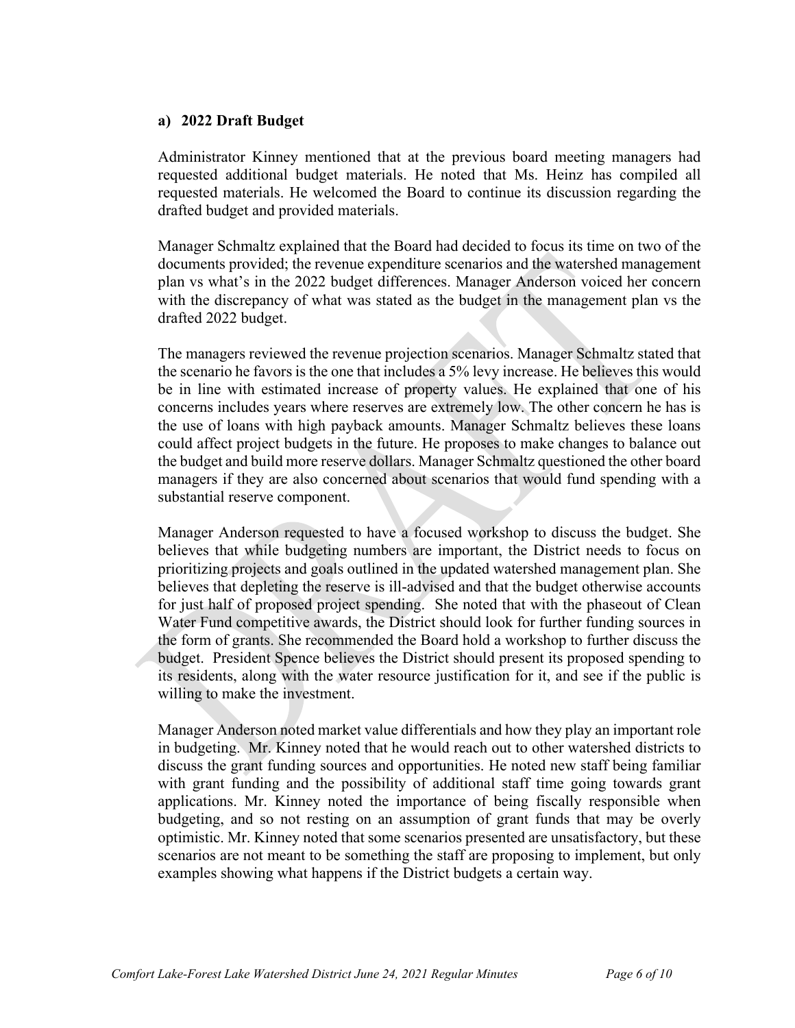**a) 2022 Draft Budget**

Administrator Kinney mentioned that at the previous board meeting managers had requested additional budget materials. He noted that Ms. Heinz has compiled all requested materials. He welcomed the Board to continue its discussion regarding the drafted budget and provided materials.

Manager Schmaltz explained that the Board had decided to focus its time on two of the documents provided; the revenue expenditure scenarios and the watershed management plan vs what's in the 2022 budget differences. Manager Anderson voiced her concern with the discrepancy of what was stated as the budget in the management plan vs the drafted 2022 budget.

The managers reviewed the revenue projection scenarios. Manager Schmaltz stated that the scenario he favors is the one that includes a 5% levy increase. He believes this would be in line with estimated increase of property values. He explained that one of his concerns includes years where reserves are extremely low. The other concern he has is the use of loans with high payback amounts. Manager Schmaltz believes these loans could affect project budgets in the future. He proposes to make changes to balance out the budget and build more reserve dollars. Manager Schmaltz questioned the other board managers if they are also concerned about scenarios that would fund spending with a substantial reserve component.

Manager Anderson requested to have a focused workshop to discuss the budget. She believes that while budgeting numbers are important, the District needs to focus on prioritizing projects and goals outlined in the updated watershed management plan. She believes that depleting the reserve is ill-advised and that the budget otherwise accounts for just half of proposed project spending. She noted that with the phaseout of Clean Water Fund competitive awards, the District should look for further funding sources in the form of grants. She recommended the Board hold a workshop to further discuss the budget. President Spence believes the District should present its proposed spending to its residents, along with the water resource justification for it, and see if the public is willing to make the investment.

Manager Anderson noted market value differentials and how they play an important role in budgeting. Mr. Kinney noted that he would reach out to other watershed districts to discuss the grant funding sources and opportunities. He noted new staff being familiar with grant funding and the possibility of additional staff time going towards grant applications. Mr. Kinney noted the importance of being fiscally responsible when budgeting, and so not resting on an assumption of grant funds that may be overly optimistic. Mr. Kinney noted that some scenarios presented are unsatisfactory, but these scenarios are not meant to be something the staff are proposing to implement, but only examples showing what happens if the District budgets a certain way.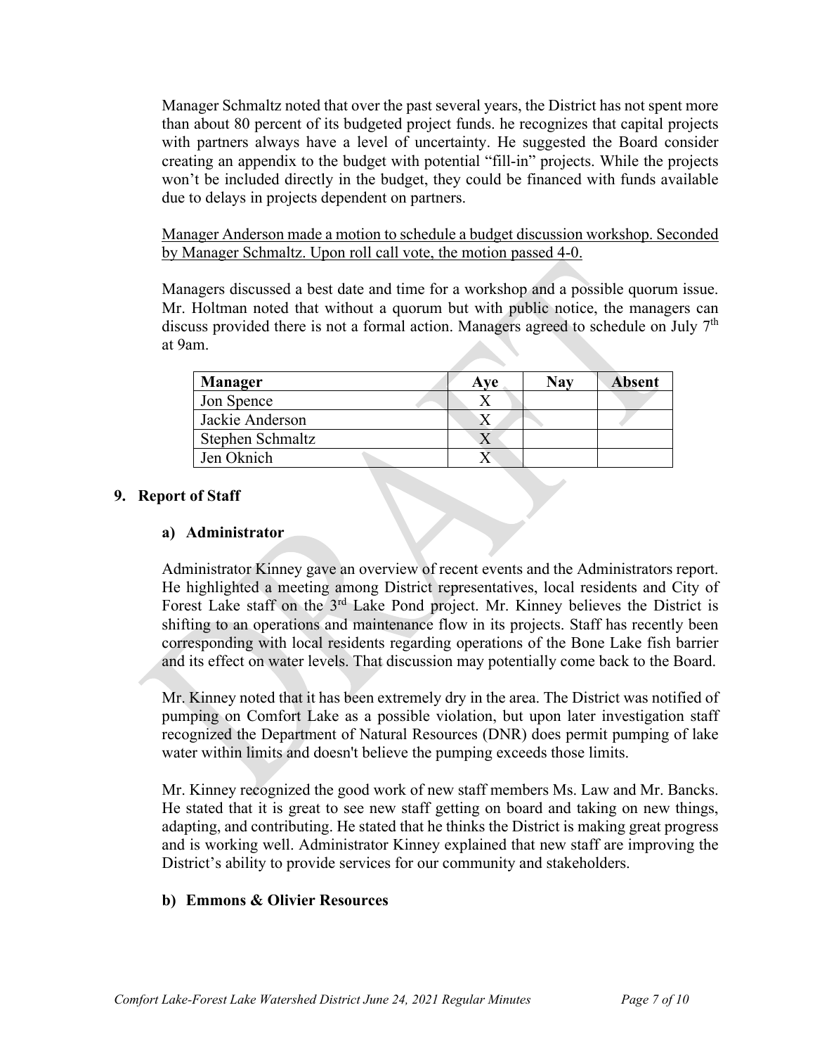Manager Schmaltz noted that over the past several years, the District has not spent more than about 80 percent of its budgeted project funds. he recognizes that capital projects with partners always have a level of uncertainty. He suggested the Board consider creating an appendix to the budget with potential "fill-in" projects. While the projects won't be included directly in the budget, they could be financed with funds available due to delays in projects dependent on partners.

<u>Manager Anderson made a motion to schedule a budget discussion workshop. Seconded by Manager Schmaltz. Upon roll call vote, the motion passed 4-0.</u>

Managers discussed a best date and time for a workshop and a possible quorum issue. Mr. Holtman noted that without a quorum but with public notice, the managers can discuss provided there is not a formal action. Managers agreed to schedule on July 7th at 9am.

| Manager | Aye | Nay | Absent |
|---|---|---|---|
| Jon Spence | X | | |
| Jackie Anderson | X | | |
| Stephen Schmaltz | X | | |
| Jen Oknich | X | | |

## 9. Report of Staff

### a) Administrator

Administrator Kinney gave an overview of recent events and the Administrators report. He highlighted a meeting among District representatives, local residents and City of Forest Lake staff on the 3rd Lake Pond project. Mr. Kinney believes the District is shifting to an operations and maintenance flow in its projects. Staff has recently been corresponding with local residents regarding operations of the Bone Lake fish barrier and its effect on water levels. That discussion may potentially come back to the Board.

Mr. Kinney noted that it has been extremely dry in the area. The District was notified of pumping on Comfort Lake as a possible violation, but upon later investigation staff recognized the Department of Natural Resources (DNR) does permit pumping of lake water within limits and doesn't believe the pumping exceeds those limits.

Mr. Kinney recognized the good work of new staff members Ms. Law and Mr. Bancks. He stated that it is great to see new staff getting on board and taking on new things, adapting, and contributing. He stated that he thinks the District is making great progress and is working well. Administrator Kinney explained that new staff are improving the District's ability to provide services for our community and stakeholders.

### b) Emmons & Olivier Resources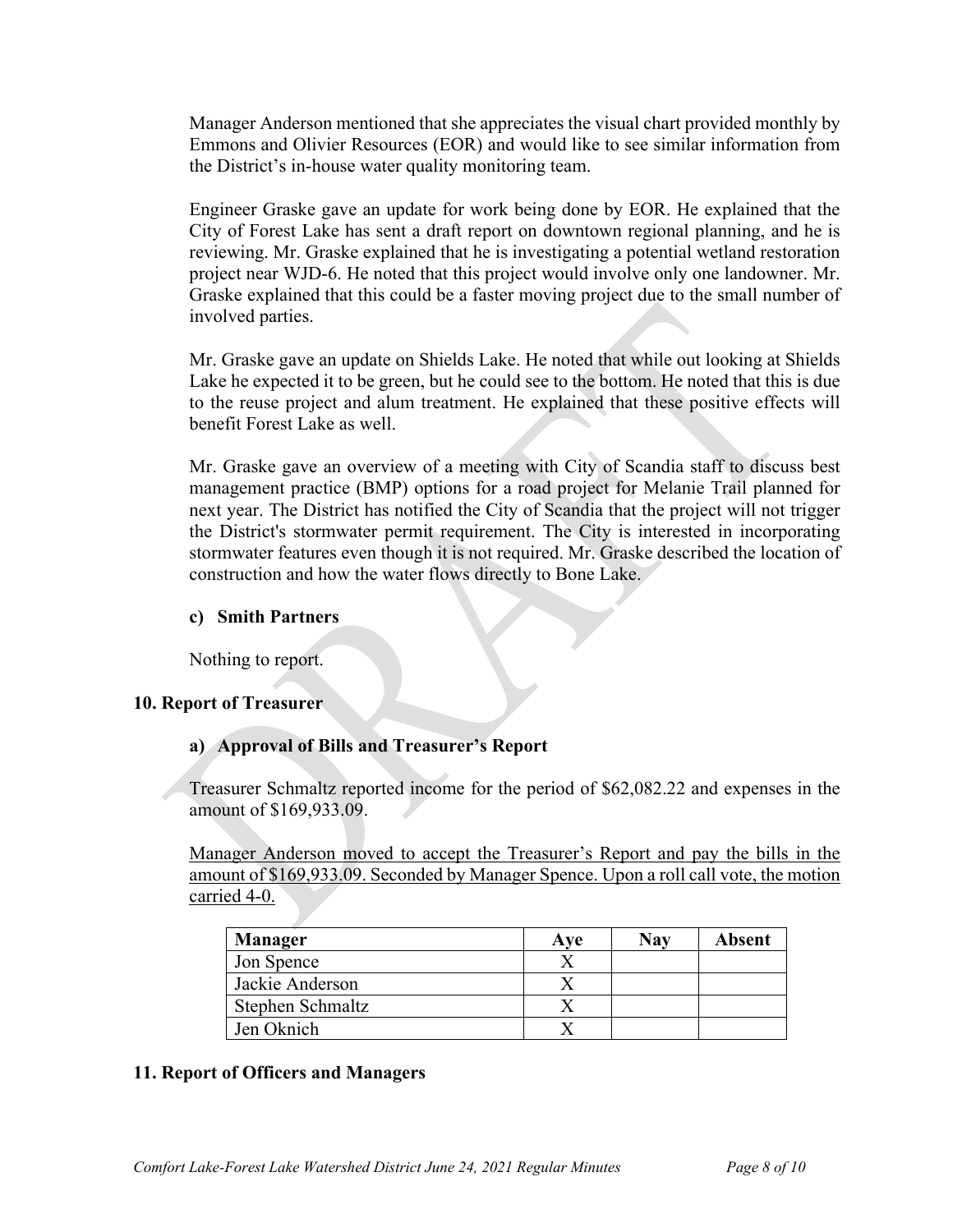Manager Anderson mentioned that she appreciates the visual chart provided monthly by Emmons and Olivier Resources (EOR) and would like to see similar information from the District's in-house water quality monitoring team.

Engineer Graske gave an update for work being done by EOR. He explained that the City of Forest Lake has sent a draft report on downtown regional planning, and he is reviewing. Mr. Graske explained that he is investigating a potential wetland restoration project near WJD-6. He noted that this project would involve only one landowner. Mr. Graske explained that this could be a faster moving project due to the small number of involved parties.

Mr. Graske gave an update on Shields Lake. He noted that while out looking at Shields Lake he expected it to be green, but he could see to the bottom. He noted that this is due to the reuse project and alum treatment. He explained that these positive effects will benefit Forest Lake as well.

Mr. Graske gave an overview of a meeting with City of Scandia staff to discuss best management practice (BMP) options for a road project for Melanie Trail planned for next year. The District has notified the City of Scandia that the project will not trigger the District's stormwater permit requirement. The City is interested in incorporating stormwater features even though it is not required. Mr. Graske described the location of construction and how the water flows directly to Bone Lake.

### c) Smith Partners

Nothing to report.

## 10. Report of Treasurer

### a) Approval of Bills and Treasurer's Report

Treasurer Schmaltz reported income for the period of $62,082.22 and expenses in the amount of $169,933.09.

<u>Manager Anderson moved to accept the Treasurer's Report and pay the bills in the amount of $169,933.09. Seconded by Manager Spence. Upon a roll call vote, the motion carried 4-0.</u>

| Manager | Aye | Nay | Absent |
|---|---|---|---|
| Jon Spence | X | | |
| Jackie Anderson | X | | |
| Stephen Schmaltz | X | | |
| Jen Oknich | X | | |

## 11. Report of Officers and Managers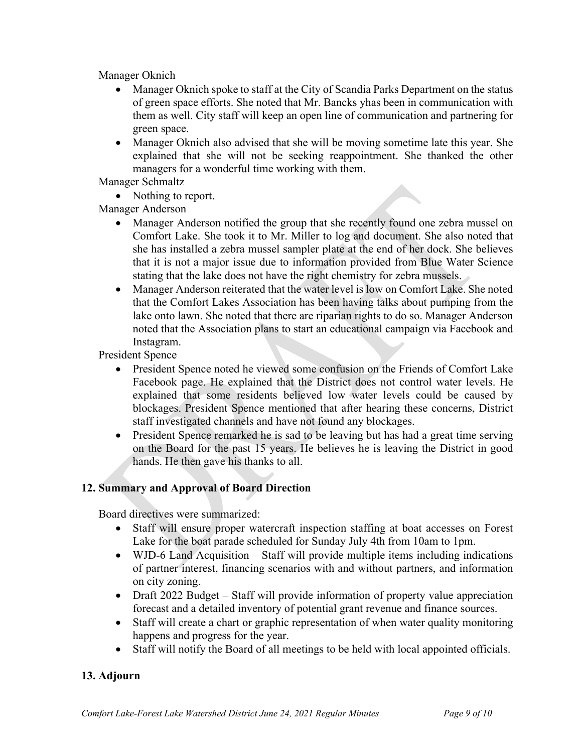Manager Oknich

- Manager Oknich spoke to staff at the City of Scandia Parks Department on the status of green space efforts. She noted that Mr. Bancks yhas been in communication with them as well. City staff will keep an open line of communication and partnering for green space.
- Manager Oknich also advised that she will be moving sometime late this year. She explained that she will not be seeking reappointment. She thanked the other managers for a wonderful time working with them.

Manager Schmaltz

- Nothing to report.

Manager Anderson

- Manager Anderson notified the group that she recently found one zebra mussel on Comfort Lake. She took it to Mr. Miller to log and document. She also noted that she has installed a zebra mussel sampler plate at the end of her dock. She believes that it is not a major issue due to information provided from Blue Water Science stating that the lake does not have the right chemistry for zebra mussels.
- Manager Anderson reiterated that the water level is low on Comfort Lake. She noted that the Comfort Lakes Association has been having talks about pumping from the lake onto lawn. She noted that there are riparian rights to do so. Manager Anderson noted that the Association plans to start an educational campaign via Facebook and Instagram.

President Spence

- President Spence noted he viewed some confusion on the Friends of Comfort Lake Facebook page. He explained that the District does not control water levels. He explained that some residents believed low water levels could be caused by blockages. President Spence mentioned that after hearing these concerns, District staff investigated channels and have not found any blockages.
- President Spence remarked he is sad to be leaving but has had a great time serving on the Board for the past 15 years. He believes he is leaving the District in good hands. He then gave his thanks to all.

## 12. Summary and Approval of Board Direction

Board directives were summarized:

- Staff will ensure proper watercraft inspection staffing at boat accesses on Forest Lake for the boat parade scheduled for Sunday July 4th from 10am to 1pm.
- WJD-6 Land Acquisition – Staff will provide multiple items including indications of partner interest, financing scenarios with and without partners, and information on city zoning.
- Draft 2022 Budget – Staff will provide information of property value appreciation forecast and a detailed inventory of potential grant revenue and finance sources.
- Staff will create a chart or graphic representation of when water quality monitoring happens and progress for the year.
- Staff will notify the Board of all meetings to be held with local appointed officials.

## 13. Adjourn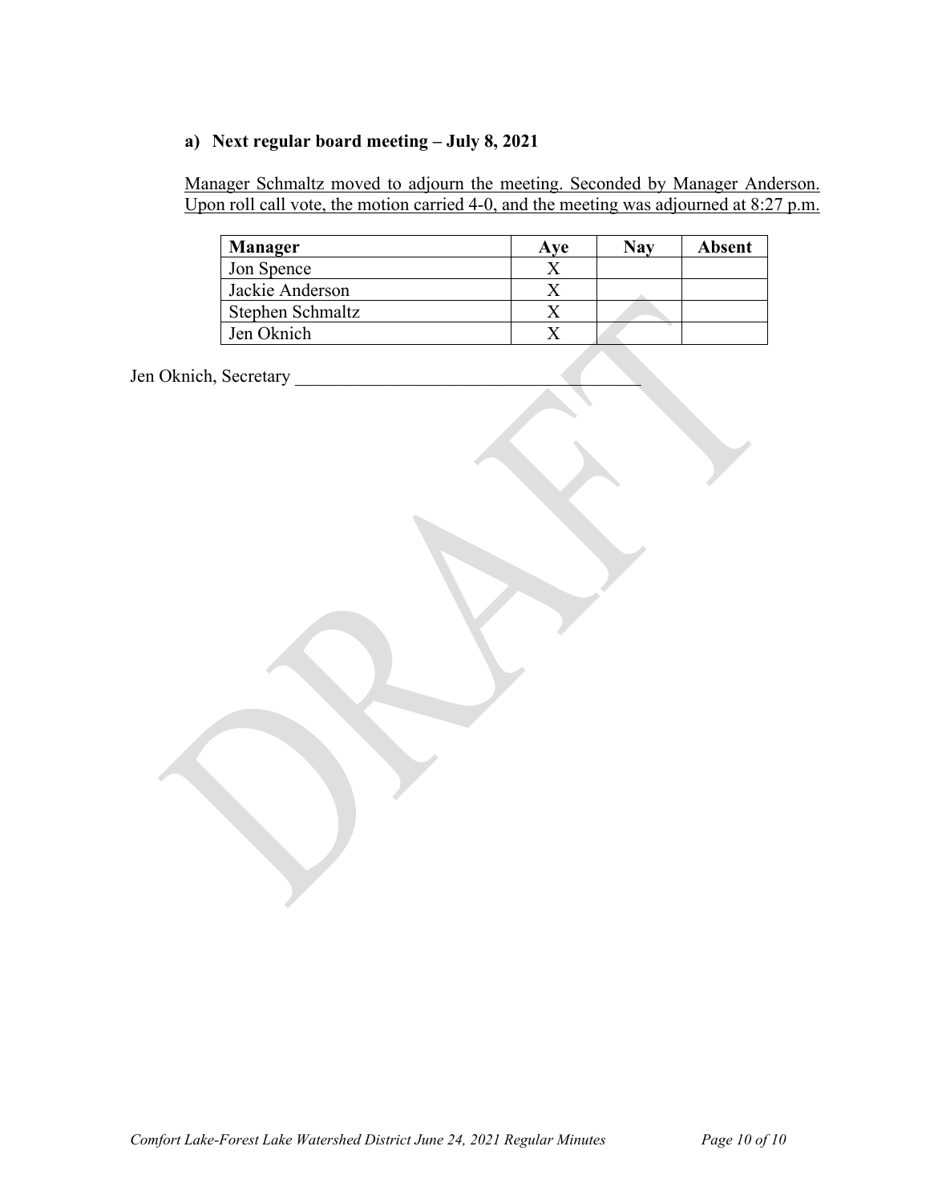**a) Next regular board meeting – July 8, 2021**

Manager Schmaltz moved to adjourn the meeting. Seconded by Manager Anderson. Upon roll call vote, the motion carried 4-0, and the meeting was adjourned at 8:27 p.m.

| Manager | Aye | Nay | Absent |
|---|---|---|---|
| Jon Spence | X | | |
| Jackie Anderson | X | | |
| Stephen Schmaltz | X | | |
| Jen Oknich | X | | |

Jen Oknich, Secretary ______________________________________